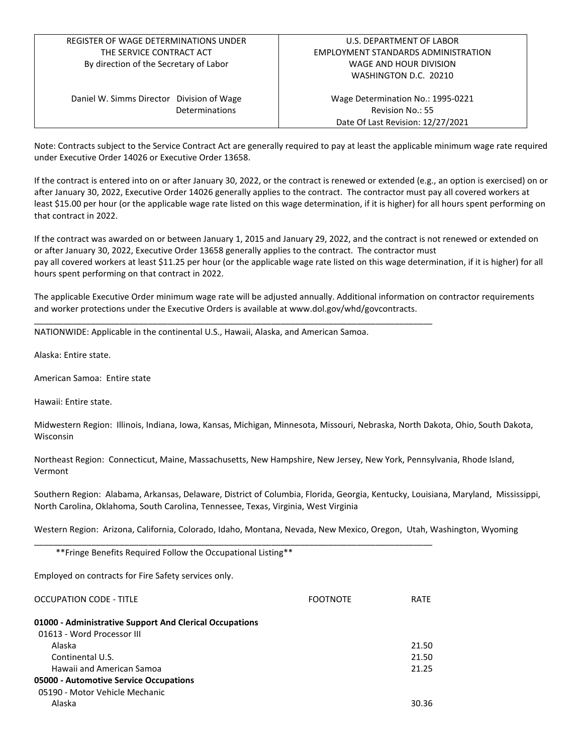| REGISTER OF WAGE DETERMINATIONS UNDER THE SERVICE CONTRACT ACT By direction of the Secretary of Labor | U.S. DEPARTMENT OF LABOR EMPLOYMENT STANDARDS ADMINISTRATION WAGE AND HOUR DIVISION WASHINGTON D.C. 20210 |
|---|---|
| Daniel W. Simms Director Division of Wage Determinations | Wage Determination No.: 1995-0221<br>Revision No.: 55<br>Date Of Last Revision: 12/27/2021 |

Note: Contracts subject to the Service Contract Act are generally required to pay at least the applicable minimum wage rate required under Executive Order 14026 or Executive Order 13658.

If the contract is entered into on or after January 30, 2022, or the contract is renewed or extended (e.g., an option is exercised) on or after January 30, 2022, Executive Order 14026 generally applies to the contract. The contractor must pay all covered workers at least $15.00 per hour (or the applicable wage rate listed on this wage determination, if it is higher) for all hours spent performing on that contract in 2022.

If the contract was awarded on or between January 1, 2015 and January 29, 2022, and the contract is not renewed or extended on or after January 30, 2022, Executive Order 13658 generally applies to the contract. The contractor must pay all covered workers at least $11.25 per hour (or the applicable wage rate listed on this wage determination, if it is higher) for all hours spent performing on that contract in 2022.

The applicable Executive Order minimum wage rate will be adjusted annually. Additional information on contractor requirements and worker protections under the Executive Orders is available at www.dol.gov/whd/govcontracts.

---

NATIONWIDE: Applicable in the continental U.S., Hawaii, Alaska, and American Samoa.

Alaska: Entire state.

American Samoa: Entire state

Hawaii: Entire state.

Midwestern Region: Illinois, Indiana, Iowa, Kansas, Michigan, Minnesota, Missouri, Nebraska, North Dakota, Ohio, South Dakota, Wisconsin

Northeast Region: Connecticut, Maine, Massachusetts, New Hampshire, New Jersey, New York, Pennsylvania, Rhode Island, Vermont

Southern Region: Alabama, Arkansas, Delaware, District of Columbia, Florida, Georgia, Kentucky, Louisiana, Maryland, Mississippi, North Carolina, Oklahoma, South Carolina, Tennessee, Texas, Virginia, West Virginia

Western Region: Arizona, California, Colorado, Idaho, Montana, Nevada, New Mexico, Oregon, Utah, Washington, Wyoming

---

**Fringe Benefits Required Follow the Occupational Listing**

Employed on contracts for Fire Safety services only.

| OCCUPATION CODE - TITLE | FOOTNOTE | RATE |
|---|---|---|
| **01000 - Administrative Support And Clerical Occupations** | | |
| 01613 - Word Processor III | | |
| Alaska | | 21.50 |
| Continental U.S. | | 21.50 |
| Hawaii and American Samoa | | 21.25 |
| **05000 - Automotive Service Occupations** | | |
| 05190 - Motor Vehicle Mechanic | | |
| Alaska | | 30.36 |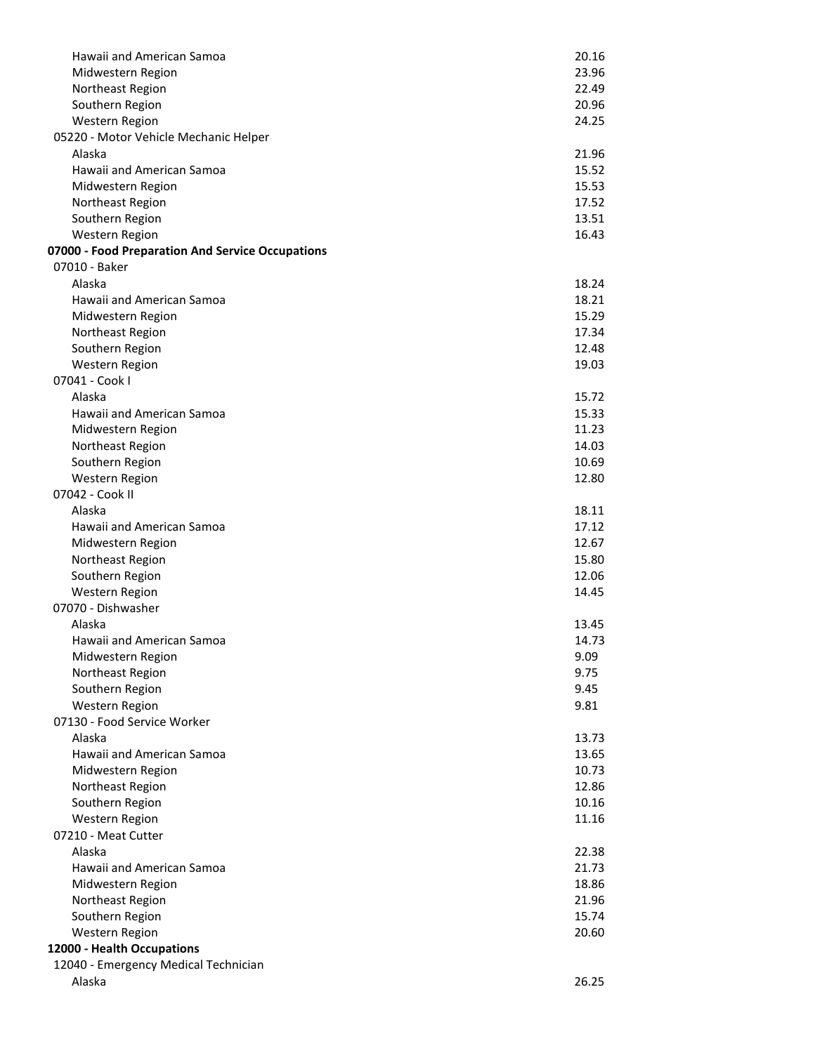| Occupation / Region | Rate |
| --- | --- |
| Hawaii and American Samoa | 20.16 |
| Midwestern Region | 23.96 |
| Northeast Region | 22.49 |
| Southern Region | 20.96 |
| Western Region | 24.25 |
| 05220 - Motor Vehicle Mechanic Helper | |
| Alaska | 21.96 |
| Hawaii and American Samoa | 15.52 |
| Midwestern Region | 15.53 |
| Northeast Region | 17.52 |
| Southern Region | 13.51 |
| Western Region | 16.43 |
| **07000 - Food Preparation And Service Occupations** | |
| 07010 - Baker | |
| Alaska | 18.24 |
| Hawaii and American Samoa | 18.21 |
| Midwestern Region | 15.29 |
| Northeast Region | 17.34 |
| Southern Region | 12.48 |
| Western Region | 19.03 |
| 07041 - Cook I | |
| Alaska | 15.72 |
| Hawaii and American Samoa | 15.33 |
| Midwestern Region | 11.23 |
| Northeast Region | 14.03 |
| Southern Region | 10.69 |
| Western Region | 12.80 |
| 07042 - Cook II | |
| Alaska | 18.11 |
| Hawaii and American Samoa | 17.12 |
| Midwestern Region | 12.67 |
| Northeast Region | 15.80 |
| Southern Region | 12.06 |
| Western Region | 14.45 |
| 07070 - Dishwasher | |
| Alaska | 13.45 |
| Hawaii and American Samoa | 14.73 |
| Midwestern Region | 9.09 |
| Northeast Region | 9.75 |
| Southern Region | 9.45 |
| Western Region | 9.81 |
| 07130 - Food Service Worker | |
| Alaska | 13.73 |
| Hawaii and American Samoa | 13.65 |
| Midwestern Region | 10.73 |
| Northeast Region | 12.86 |
| Southern Region | 10.16 |
| Western Region | 11.16 |
| 07210 - Meat Cutter | |
| Alaska | 22.38 |
| Hawaii and American Samoa | 21.73 |
| Midwestern Region | 18.86 |
| Northeast Region | 21.96 |
| Southern Region | 15.74 |
| Western Region | 20.60 |
| **12000 - Health Occupations** | |
| 12040 - Emergency Medical Technician | |
| Alaska | 26.25 |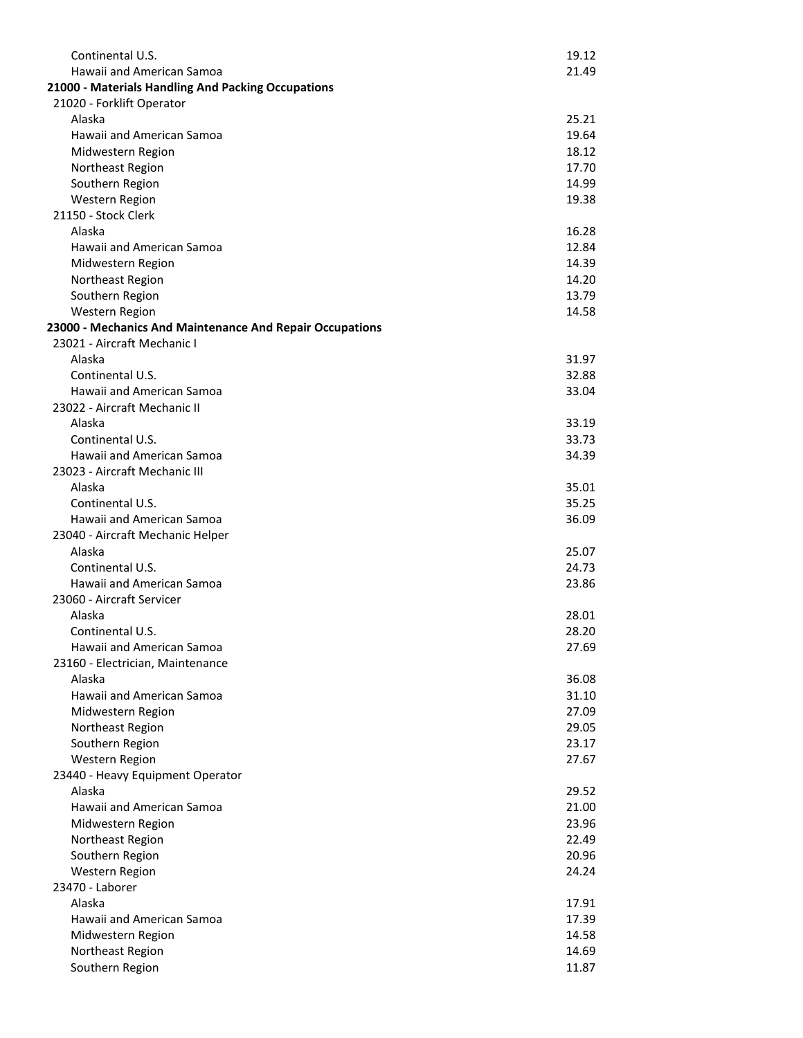| | |
|---|---|
| Continental U.S. | 19.12 |
| Hawaii and American Samoa | 21.49 |
| **21000 - Materials Handling And Packing Occupations** | |
| 21020 - Forklift Operator | |
| Alaska | 25.21 |
| Hawaii and American Samoa | 19.64 |
| Midwestern Region | 18.12 |
| Northeast Region | 17.70 |
| Southern Region | 14.99 |
| Western Region | 19.38 |
| 21150 - Stock Clerk | |
| Alaska | 16.28 |
| Hawaii and American Samoa | 12.84 |
| Midwestern Region | 14.39 |
| Northeast Region | 14.20 |
| Southern Region | 13.79 |
| Western Region | 14.58 |
| **23000 - Mechanics And Maintenance And Repair Occupations** | |
| 23021 - Aircraft Mechanic I | |
| Alaska | 31.97 |
| Continental U.S. | 32.88 |
| Hawaii and American Samoa | 33.04 |
| 23022 - Aircraft Mechanic II | |
| Alaska | 33.19 |
| Continental U.S. | 33.73 |
| Hawaii and American Samoa | 34.39 |
| 23023 - Aircraft Mechanic III | |
| Alaska | 35.01 |
| Continental U.S. | 35.25 |
| Hawaii and American Samoa | 36.09 |
| 23040 - Aircraft Mechanic Helper | |
| Alaska | 25.07 |
| Continental U.S. | 24.73 |
| Hawaii and American Samoa | 23.86 |
| 23060 - Aircraft Servicer | |
| Alaska | 28.01 |
| Continental U.S. | 28.20 |
| Hawaii and American Samoa | 27.69 |
| 23160 - Electrician, Maintenance | |
| Alaska | 36.08 |
| Hawaii and American Samoa | 31.10 |
| Midwestern Region | 27.09 |
| Northeast Region | 29.05 |
| Southern Region | 23.17 |
| Western Region | 27.67 |
| 23440 - Heavy Equipment Operator | |
| Alaska | 29.52 |
| Hawaii and American Samoa | 21.00 |
| Midwestern Region | 23.96 |
| Northeast Region | 22.49 |
| Southern Region | 20.96 |
| Western Region | 24.24 |
| 23470 - Laborer | |
| Alaska | 17.91 |
| Hawaii and American Samoa | 17.39 |
| Midwestern Region | 14.58 |
| Northeast Region | 14.69 |
| Southern Region | 11.87 |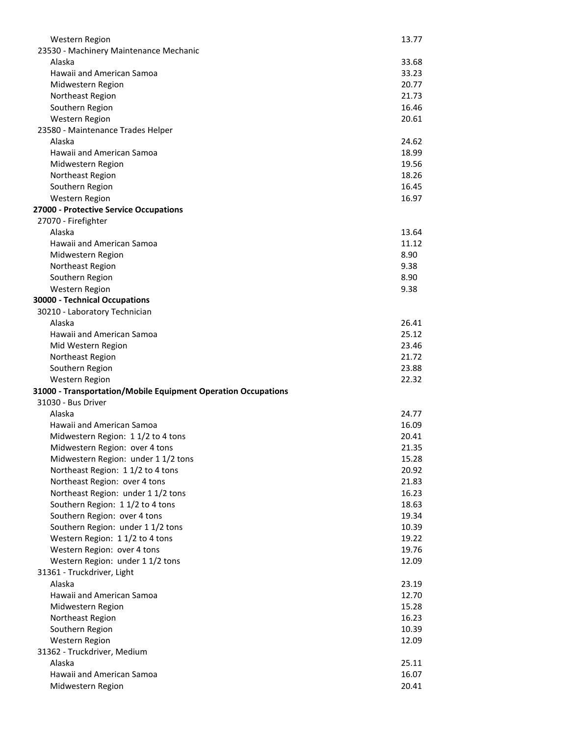| | |
|---|---|
| Western Region | 13.77 |
| 23530 - Machinery Maintenance Mechanic | |
| Alaska | 33.68 |
| Hawaii and American Samoa | 33.23 |
| Midwestern Region | 20.77 |
| Northeast Region | 21.73 |
| Southern Region | 16.46 |
| Western Region | 20.61 |
| 23580 - Maintenance Trades Helper | |
| Alaska | 24.62 |
| Hawaii and American Samoa | 18.99 |
| Midwestern Region | 19.56 |
| Northeast Region | 18.26 |
| Southern Region | 16.45 |
| Western Region | 16.97 |
| **27000 - Protective Service Occupations** | |
| 27070 - Firefighter | |
| Alaska | 13.64 |
| Hawaii and American Samoa | 11.12 |
| Midwestern Region | 8.90 |
| Northeast Region | 9.38 |
| Southern Region | 8.90 |
| Western Region | 9.38 |
| **30000 - Technical Occupations** | |
| 30210 - Laboratory Technician | |
| Alaska | 26.41 |
| Hawaii and American Samoa | 25.12 |
| Mid Western Region | 23.46 |
| Northeast Region | 21.72 |
| Southern Region | 23.88 |
| Western Region | 22.32 |
| **31000 - Transportation/Mobile Equipment Operation Occupations** | |
| 31030 - Bus Driver | |
| Alaska | 24.77 |
| Hawaii and American Samoa | 16.09 |
| Midwestern Region: 1 1/2 to 4 tons | 20.41 |
| Midwestern Region: over 4 tons | 21.35 |
| Midwestern Region: under 1 1/2 tons | 15.28 |
| Northeast Region: 1 1/2 to 4 tons | 20.92 |
| Northeast Region: over 4 tons | 21.83 |
| Northeast Region: under 1 1/2 tons | 16.23 |
| Southern Region: 1 1/2 to 4 tons | 18.63 |
| Southern Region: over 4 tons | 19.34 |
| Southern Region: under 1 1/2 tons | 10.39 |
| Western Region: 1 1/2 to 4 tons | 19.22 |
| Western Region: over 4 tons | 19.76 |
| Western Region: under 1 1/2 tons | 12.09 |
| 31361 - Truckdriver, Light | |
| Alaska | 23.19 |
| Hawaii and American Samoa | 12.70 |
| Midwestern Region | 15.28 |
| Northeast Region | 16.23 |
| Southern Region | 10.39 |
| Western Region | 12.09 |
| 31362 - Truckdriver, Medium | |
| Alaska | 25.11 |
| Hawaii and American Samoa | 16.07 |
| Midwestern Region | 20.41 |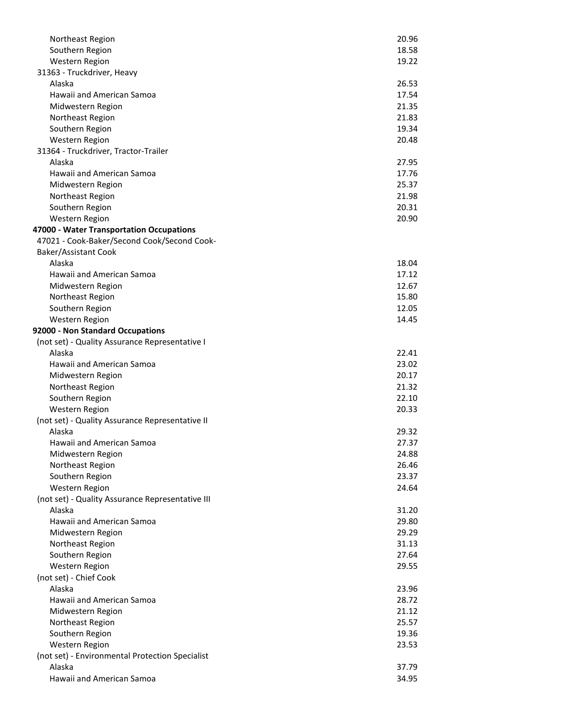| | |
|---|---|
| Northeast Region | 20.96 |
| Southern Region | 18.58 |
| Western Region | 19.22 |
| 31363 - Truckdriver, Heavy | |
| Alaska | 26.53 |
| Hawaii and American Samoa | 17.54 |
| Midwestern Region | 21.35 |
| Northeast Region | 21.83 |
| Southern Region | 19.34 |
| Western Region | 20.48 |
| 31364 - Truckdriver, Tractor-Trailer | |
| Alaska | 27.95 |
| Hawaii and American Samoa | 17.76 |
| Midwestern Region | 25.37 |
| Northeast Region | 21.98 |
| Southern Region | 20.31 |
| Western Region | 20.90 |
| **47000 - Water Transportation Occupations** | |
| 47021 - Cook-Baker/Second Cook/Second Cook-Baker/Assistant Cook | |
| Alaska | 18.04 |
| Hawaii and American Samoa | 17.12 |
| Midwestern Region | 12.67 |
| Northeast Region | 15.80 |
| Southern Region | 12.05 |
| Western Region | 14.45 |
| **92000 - Non Standard Occupations** | |
| (not set) - Quality Assurance Representative I | |
| Alaska | 22.41 |
| Hawaii and American Samoa | 23.02 |
| Midwestern Region | 20.17 |
| Northeast Region | 21.32 |
| Southern Region | 22.10 |
| Western Region | 20.33 |
| (not set) - Quality Assurance Representative II | |
| Alaska | 29.32 |
| Hawaii and American Samoa | 27.37 |
| Midwestern Region | 24.88 |
| Northeast Region | 26.46 |
| Southern Region | 23.37 |
| Western Region | 24.64 |
| (not set) - Quality Assurance Representative III | |
| Alaska | 31.20 |
| Hawaii and American Samoa | 29.80 |
| Midwestern Region | 29.29 |
| Northeast Region | 31.13 |
| Southern Region | 27.64 |
| Western Region | 29.55 |
| (not set) - Chief Cook | |
| Alaska | 23.96 |
| Hawaii and American Samoa | 28.72 |
| Midwestern Region | 21.12 |
| Northeast Region | 25.57 |
| Southern Region | 19.36 |
| Western Region | 23.53 |
| (not set) - Environmental Protection Specialist | |
| Alaska | 37.79 |
| Hawaii and American Samoa | 34.95 |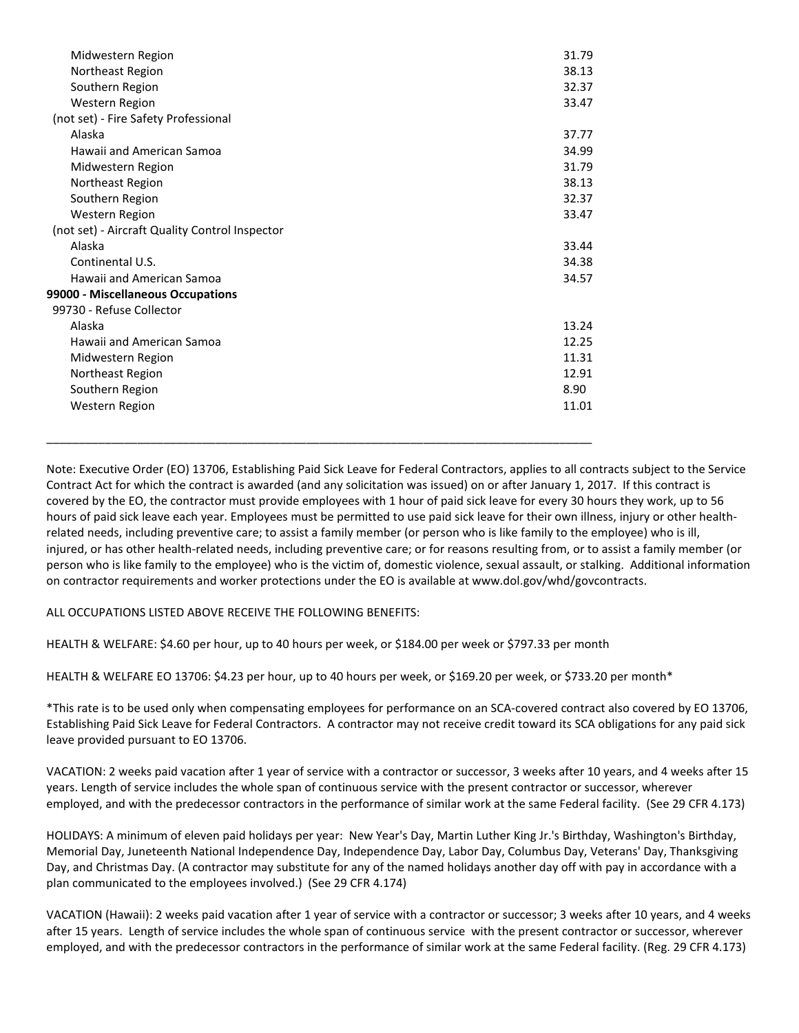| | |
|---|---|
| Midwestern Region | 31.79 |
| Northeast Region | 38.13 |
| Southern Region | 32.37 |
| Western Region | 33.47 |
| (not set) - Fire Safety Professional | |
| Alaska | 37.77 |
| Hawaii and American Samoa | 34.99 |
| Midwestern Region | 31.79 |
| Northeast Region | 38.13 |
| Southern Region | 32.37 |
| Western Region | 33.47 |
| (not set) - Aircraft Quality Control Inspector | |
| Alaska | 33.44 |
| Continental U.S. | 34.38 |
| Hawaii and American Samoa | 34.57 |
| **99000 - Miscellaneous Occupations** | |
| 99730 - Refuse Collector | |
| Alaska | 13.24 |
| Hawaii and American Samoa | 12.25 |
| Midwestern Region | 11.31 |
| Northeast Region | 12.91 |
| Southern Region | 8.90 |
| Western Region | 11.01 |

---

Note: Executive Order (EO) 13706, Establishing Paid Sick Leave for Federal Contractors, applies to all contracts subject to the Service Contract Act for which the contract is awarded (and any solicitation was issued) on or after January 1, 2017. If this contract is covered by the EO, the contractor must provide employees with 1 hour of paid sick leave for every 30 hours they work, up to 56 hours of paid sick leave each year. Employees must be permitted to use paid sick leave for their own illness, injury or other health-related needs, including preventive care; to assist a family member (or person who is like family to the employee) who is ill, injured, or has other health-related needs, including preventive care; or for reasons resulting from, or to assist a family member (or person who is like family to the employee) who is the victim of, domestic violence, sexual assault, or stalking. Additional information on contractor requirements and worker protections under the EO is available at www.dol.gov/whd/govcontracts.

ALL OCCUPATIONS LISTED ABOVE RECEIVE THE FOLLOWING BENEFITS:

HEALTH & WELFARE: $4.60 per hour, up to 40 hours per week, or $184.00 per week or $797.33 per month

HEALTH & WELFARE EO 13706: $4.23 per hour, up to 40 hours per week, or $169.20 per week, or $733.20 per month*

*This rate is to be used only when compensating employees for performance on an SCA-covered contract also covered by EO 13706, Establishing Paid Sick Leave for Federal Contractors. A contractor may not receive credit toward its SCA obligations for any paid sick leave provided pursuant to EO 13706.

VACATION: 2 weeks paid vacation after 1 year of service with a contractor or successor, 3 weeks after 10 years, and 4 weeks after 15 years. Length of service includes the whole span of continuous service with the present contractor or successor, wherever employed, and with the predecessor contractors in the performance of similar work at the same Federal facility. (See 29 CFR 4.173)

HOLIDAYS: A minimum of eleven paid holidays per year: New Year's Day, Martin Luther King Jr.'s Birthday, Washington's Birthday, Memorial Day, Juneteenth National Independence Day, Independence Day, Labor Day, Columbus Day, Veterans' Day, Thanksgiving Day, and Christmas Day. (A contractor may substitute for any of the named holidays another day off with pay in accordance with a plan communicated to the employees involved.) (See 29 CFR 4.174)

VACATION (Hawaii): 2 weeks paid vacation after 1 year of service with a contractor or successor; 3 weeks after 10 years, and 4 weeks after 15 years. Length of service includes the whole span of continuous service with the present contractor or successor, wherever employed, and with the predecessor contractors in the performance of similar work at the same Federal facility. (Reg. 29 CFR 4.173)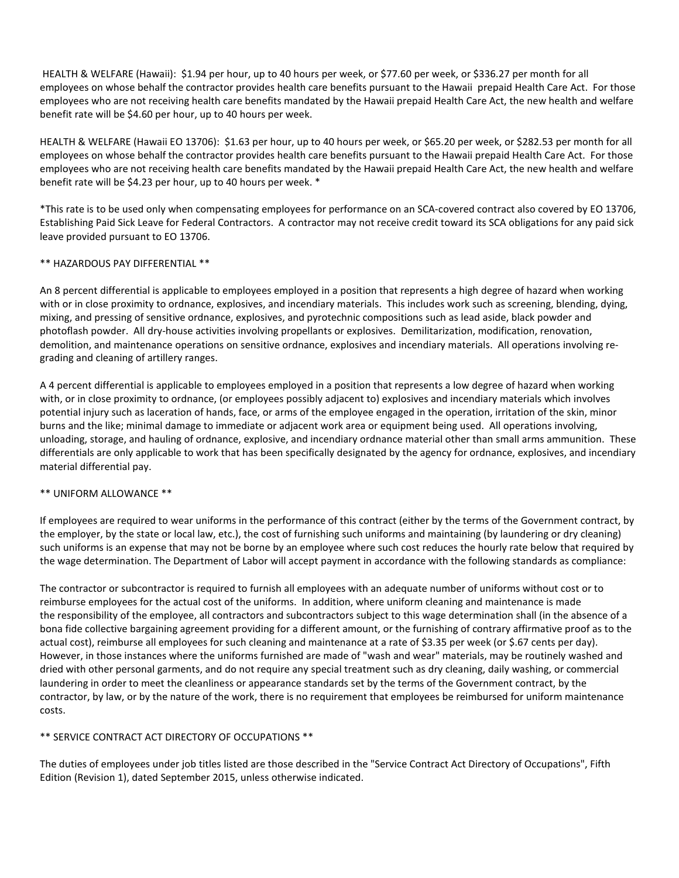HEALTH & WELFARE (Hawaii): $1.94 per hour, up to 40 hours per week, or $77.60 per week, or $336.27 per month for all employees on whose behalf the contractor provides health care benefits pursuant to the Hawaii prepaid Health Care Act. For those employees who are not receiving health care benefits mandated by the Hawaii prepaid Health Care Act, the new health and welfare benefit rate will be $4.60 per hour, up to 40 hours per week.

HEALTH & WELFARE (Hawaii EO 13706): $1.63 per hour, up to 40 hours per week, or $65.20 per week, or $282.53 per month for all employees on whose behalf the contractor provides health care benefits pursuant to the Hawaii prepaid Health Care Act. For those employees who are not receiving health care benefits mandated by the Hawaii prepaid Health Care Act, the new health and welfare benefit rate will be $4.23 per hour, up to 40 hours per week. *

*This rate is to be used only when compensating employees for performance on an SCA-covered contract also covered by EO 13706, Establishing Paid Sick Leave for Federal Contractors. A contractor may not receive credit toward its SCA obligations for any paid sick leave provided pursuant to EO 13706.

** HAZARDOUS PAY DIFFERENTIAL **

An 8 percent differential is applicable to employees employed in a position that represents a high degree of hazard when working with or in close proximity to ordnance, explosives, and incendiary materials. This includes work such as screening, blending, dying, mixing, and pressing of sensitive ordnance, explosives, and pyrotechnic compositions such as lead aside, black powder and photoflash powder. All dry-house activities involving propellants or explosives. Demilitarization, modification, renovation, demolition, and maintenance operations on sensitive ordnance, explosives and incendiary materials. All operations involving re-grading and cleaning of artillery ranges.

A 4 percent differential is applicable to employees employed in a position that represents a low degree of hazard when working with, or in close proximity to ordnance, (or employees possibly adjacent to) explosives and incendiary materials which involves potential injury such as laceration of hands, face, or arms of the employee engaged in the operation, irritation of the skin, minor burns and the like; minimal damage to immediate or adjacent work area or equipment being used. All operations involving, unloading, storage, and hauling of ordnance, explosive, and incendiary ordnance material other than small arms ammunition. These differentials are only applicable to work that has been specifically designated by the agency for ordnance, explosives, and incendiary material differential pay.

** UNIFORM ALLOWANCE **

If employees are required to wear uniforms in the performance of this contract (either by the terms of the Government contract, by the employer, by the state or local law, etc.), the cost of furnishing such uniforms and maintaining (by laundering or dry cleaning) such uniforms is an expense that may not be borne by an employee where such cost reduces the hourly rate below that required by the wage determination. The Department of Labor will accept payment in accordance with the following standards as compliance:

The contractor or subcontractor is required to furnish all employees with an adequate number of uniforms without cost or to reimburse employees for the actual cost of the uniforms. In addition, where uniform cleaning and maintenance is made the responsibility of the employee, all contractors and subcontractors subject to this wage determination shall (in the absence of a bona fide collective bargaining agreement providing for a different amount, or the furnishing of contrary affirmative proof as to the actual cost), reimburse all employees for such cleaning and maintenance at a rate of $3.35 per week (or $.67 cents per day). However, in those instances where the uniforms furnished are made of "wash and wear" materials, may be routinely washed and dried with other personal garments, and do not require any special treatment such as dry cleaning, daily washing, or commercial laundering in order to meet the cleanliness or appearance standards set by the terms of the Government contract, by the contractor, by law, or by the nature of the work, there is no requirement that employees be reimbursed for uniform maintenance costs.

** SERVICE CONTRACT ACT DIRECTORY OF OCCUPATIONS **

The duties of employees under job titles listed are those described in the "Service Contract Act Directory of Occupations", Fifth Edition (Revision 1), dated September 2015, unless otherwise indicated.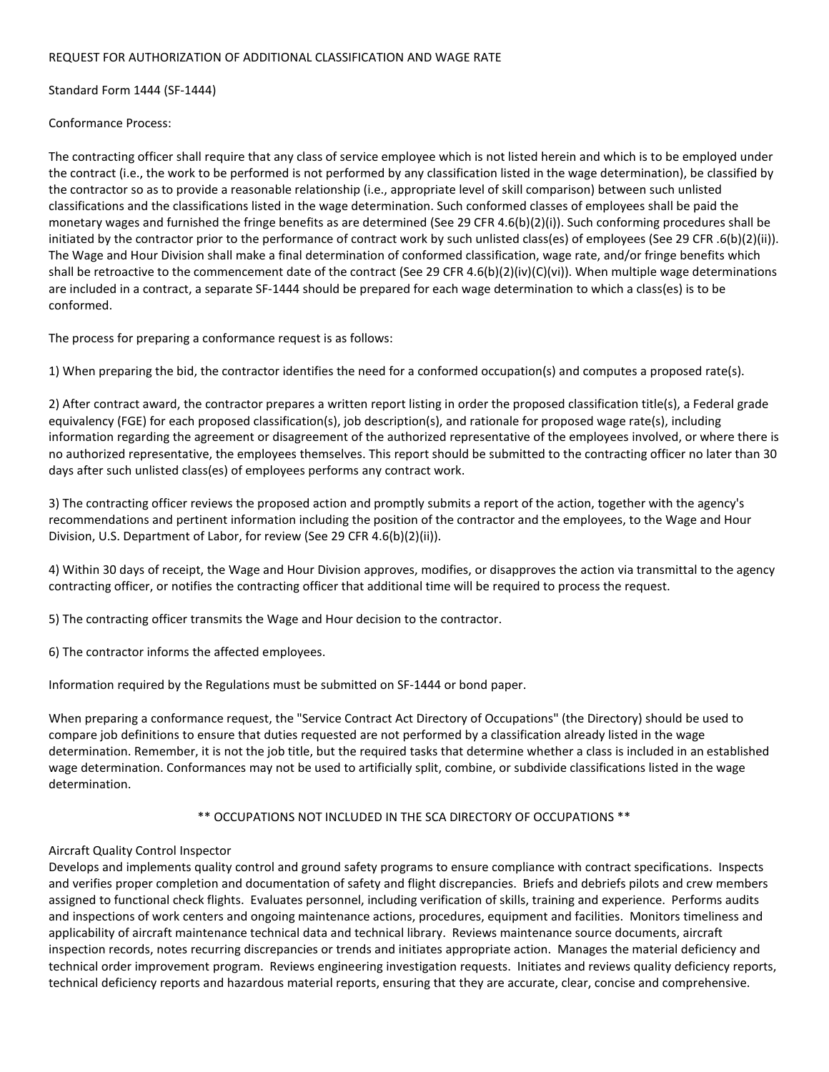REQUEST FOR AUTHORIZATION OF ADDITIONAL CLASSIFICATION AND WAGE RATE

Standard Form 1444 (SF-1444)

Conformance Process:

The contracting officer shall require that any class of service employee which is not listed herein and which is to be employed under the contract (i.e., the work to be performed is not performed by any classification listed in the wage determination), be classified by the contractor so as to provide a reasonable relationship (i.e., appropriate level of skill comparison) between such unlisted classifications and the classifications listed in the wage determination. Such conformed classes of employees shall be paid the monetary wages and furnished the fringe benefits as are determined (See 29 CFR 4.6(b)(2)(i)). Such conforming procedures shall be initiated by the contractor prior to the performance of contract work by such unlisted class(es) of employees (See 29 CFR .6(b)(2)(ii)). The Wage and Hour Division shall make a final determination of conformed classification, wage rate, and/or fringe benefits which shall be retroactive to the commencement date of the contract (See 29 CFR 4.6(b)(2)(iv)(C)(vi)). When multiple wage determinations are included in a contract, a separate SF-1444 should be prepared for each wage determination to which a class(es) is to be conformed.

The process for preparing a conformance request is as follows:

1) When preparing the bid, the contractor identifies the need for a conformed occupation(s) and computes a proposed rate(s).

2) After contract award, the contractor prepares a written report listing in order the proposed classification title(s), a Federal grade equivalency (FGE) for each proposed classification(s), job description(s), and rationale for proposed wage rate(s), including information regarding the agreement or disagreement of the authorized representative of the employees involved, or where there is no authorized representative, the employees themselves. This report should be submitted to the contracting officer no later than 30 days after such unlisted class(es) of employees performs any contract work.

3) The contracting officer reviews the proposed action and promptly submits a report of the action, together with the agency's recommendations and pertinent information including the position of the contractor and the employees, to the Wage and Hour Division, U.S. Department of Labor, for review (See 29 CFR 4.6(b)(2)(ii)).

4) Within 30 days of receipt, the Wage and Hour Division approves, modifies, or disapproves the action via transmittal to the agency contracting officer, or notifies the contracting officer that additional time will be required to process the request.

5) The contracting officer transmits the Wage and Hour decision to the contractor.

6) The contractor informs the affected employees.

Information required by the Regulations must be submitted on SF-1444 or bond paper.

When preparing a conformance request, the "Service Contract Act Directory of Occupations" (the Directory) should be used to compare job definitions to ensure that duties requested are not performed by a classification already listed in the wage determination. Remember, it is not the job title, but the required tasks that determine whether a class is included in an established wage determination. Conformances may not be used to artificially split, combine, or subdivide classifications listed in the wage determination.

** OCCUPATIONS NOT INCLUDED IN THE SCA DIRECTORY OF OCCUPATIONS **

Aircraft Quality Control Inspector
Develops and implements quality control and ground safety programs to ensure compliance with contract specifications. Inspects and verifies proper completion and documentation of safety and flight discrepancies. Briefs and debriefs pilots and crew members assigned to functional check flights. Evaluates personnel, including verification of skills, training and experience. Performs audits and inspections of work centers and ongoing maintenance actions, procedures, equipment and facilities. Monitors timeliness and applicability of aircraft maintenance technical data and technical library. Reviews maintenance source documents, aircraft inspection records, notes recurring discrepancies or trends and initiates appropriate action. Manages the material deficiency and technical order improvement program. Reviews engineering investigation requests. Initiates and reviews quality deficiency reports, technical deficiency reports and hazardous material reports, ensuring that they are accurate, clear, concise and comprehensive.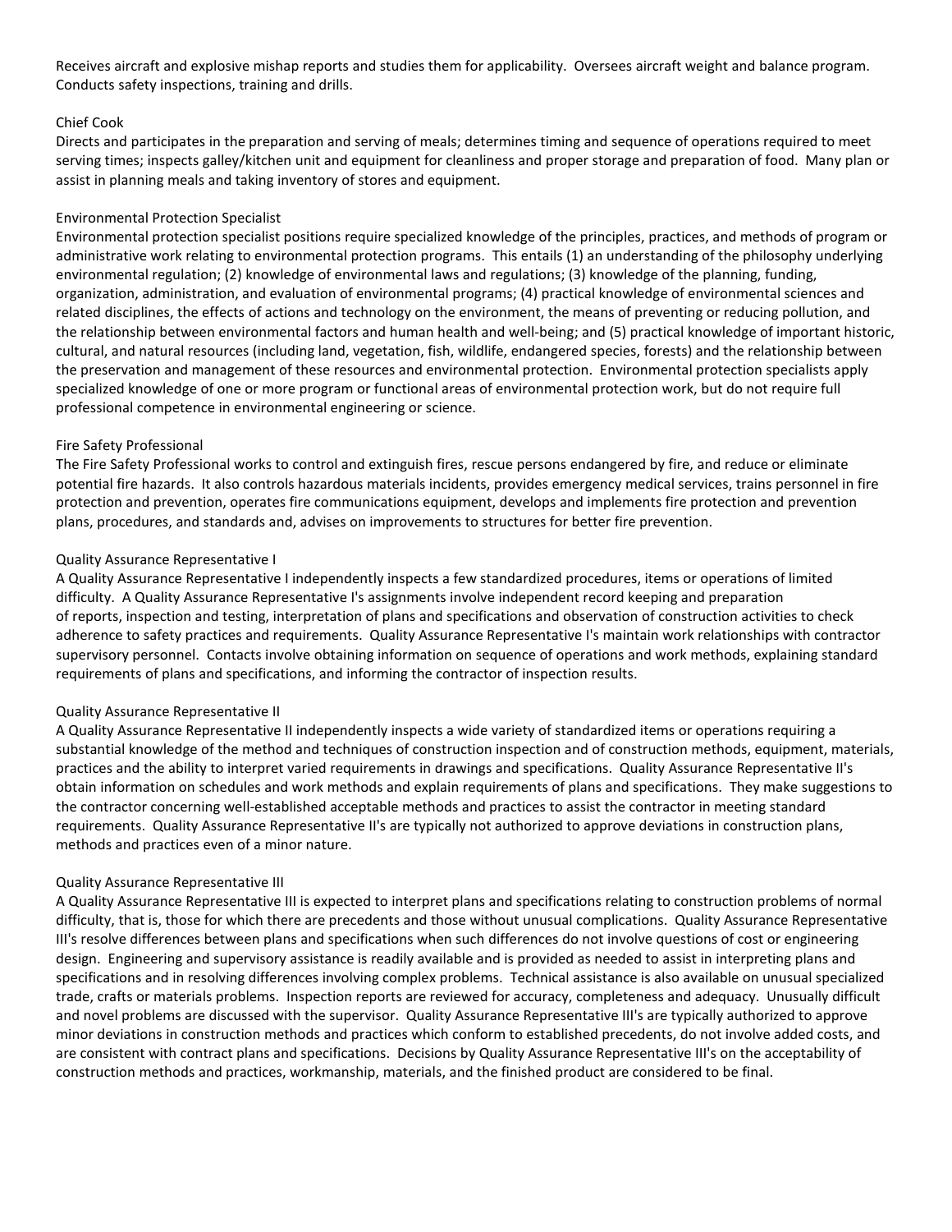Receives aircraft and explosive mishap reports and studies them for applicability. Oversees aircraft weight and balance program. Conducts safety inspections, training and drills.

### Chief Cook

Directs and participates in the preparation and serving of meals; determines timing and sequence of operations required to meet serving times; inspects galley/kitchen unit and equipment for cleanliness and proper storage and preparation of food. Many plan or assist in planning meals and taking inventory of stores and equipment.

### Environmental Protection Specialist

Environmental protection specialist positions require specialized knowledge of the principles, practices, and methods of program or administrative work relating to environmental protection programs. This entails (1) an understanding of the philosophy underlying environmental regulation; (2) knowledge of environmental laws and regulations; (3) knowledge of the planning, funding, organization, administration, and evaluation of environmental programs; (4) practical knowledge of environmental sciences and related disciplines, the effects of actions and technology on the environment, the means of preventing or reducing pollution, and the relationship between environmental factors and human health and well-being; and (5) practical knowledge of important historic, cultural, and natural resources (including land, vegetation, fish, wildlife, endangered species, forests) and the relationship between the preservation and management of these resources and environmental protection. Environmental protection specialists apply specialized knowledge of one or more program or functional areas of environmental protection work, but do not require full professional competence in environmental engineering or science.

### Fire Safety Professional

The Fire Safety Professional works to control and extinguish fires, rescue persons endangered by fire, and reduce or eliminate potential fire hazards. It also controls hazardous materials incidents, provides emergency medical services, trains personnel in fire protection and prevention, operates fire communications equipment, develops and implements fire protection and prevention plans, procedures, and standards and, advises on improvements to structures for better fire prevention.

### Quality Assurance Representative I

A Quality Assurance Representative I independently inspects a few standardized procedures, items or operations of limited difficulty. A Quality Assurance Representative I's assignments involve independent record keeping and preparation of reports, inspection and testing, interpretation of plans and specifications and observation of construction activities to check adherence to safety practices and requirements. Quality Assurance Representative I's maintain work relationships with contractor supervisory personnel. Contacts involve obtaining information on sequence of operations and work methods, explaining standard requirements of plans and specifications, and informing the contractor of inspection results.

### Quality Assurance Representative II

A Quality Assurance Representative II independently inspects a wide variety of standardized items or operations requiring a substantial knowledge of the method and techniques of construction inspection and of construction methods, equipment, materials, practices and the ability to interpret varied requirements in drawings and specifications. Quality Assurance Representative II's obtain information on schedules and work methods and explain requirements of plans and specifications. They make suggestions to the contractor concerning well-established acceptable methods and practices to assist the contractor in meeting standard requirements. Quality Assurance Representative II's are typically not authorized to approve deviations in construction plans, methods and practices even of a minor nature.

### Quality Assurance Representative III

A Quality Assurance Representative III is expected to interpret plans and specifications relating to construction problems of normal difficulty, that is, those for which there are precedents and those without unusual complications. Quality Assurance Representative III's resolve differences between plans and specifications when such differences do not involve questions of cost or engineering design. Engineering and supervisory assistance is readily available and is provided as needed to assist in interpreting plans and specifications and in resolving differences involving complex problems. Technical assistance is also available on unusual specialized trade, crafts or materials problems. Inspection reports are reviewed for accuracy, completeness and adequacy. Unusually difficult and novel problems are discussed with the supervisor. Quality Assurance Representative III's are typically authorized to approve minor deviations in construction methods and practices which conform to established precedents, do not involve added costs, and are consistent with contract plans and specifications. Decisions by Quality Assurance Representative III's on the acceptability of construction methods and practices, workmanship, materials, and the finished product are considered to be final.